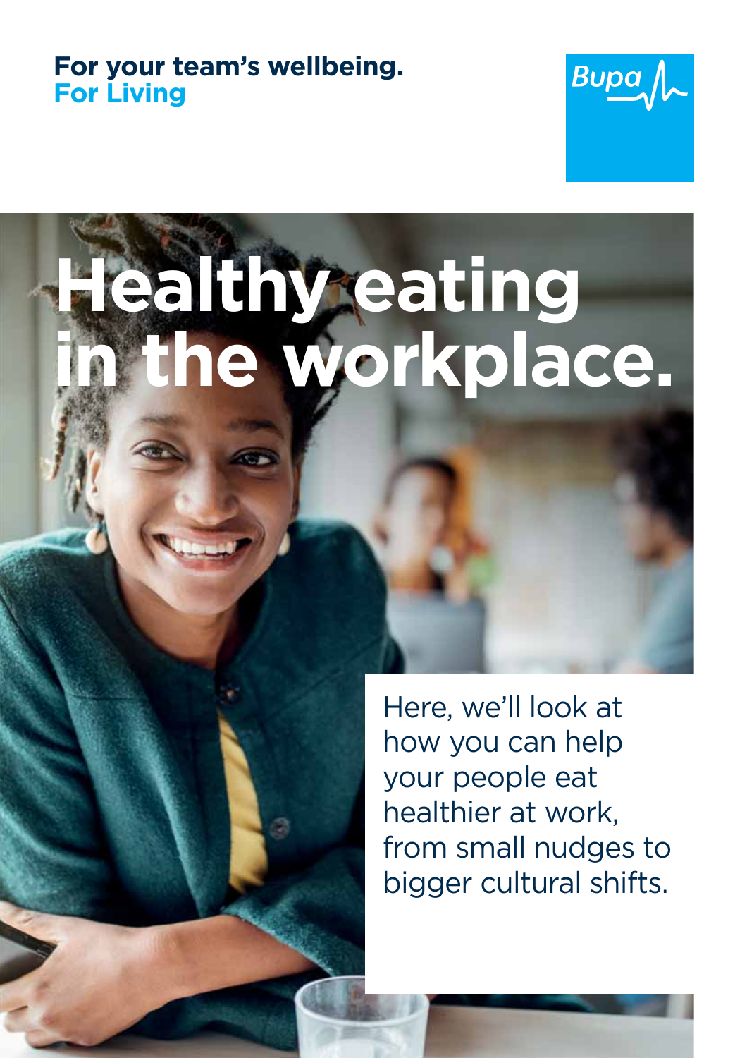**For your team's wellbeing.**
**For Living**

Bupa

# Healthy eating in the workplace.

Here, we'll look at how you can help your people eat healthier at work, from small nudges to bigger cultural shifts.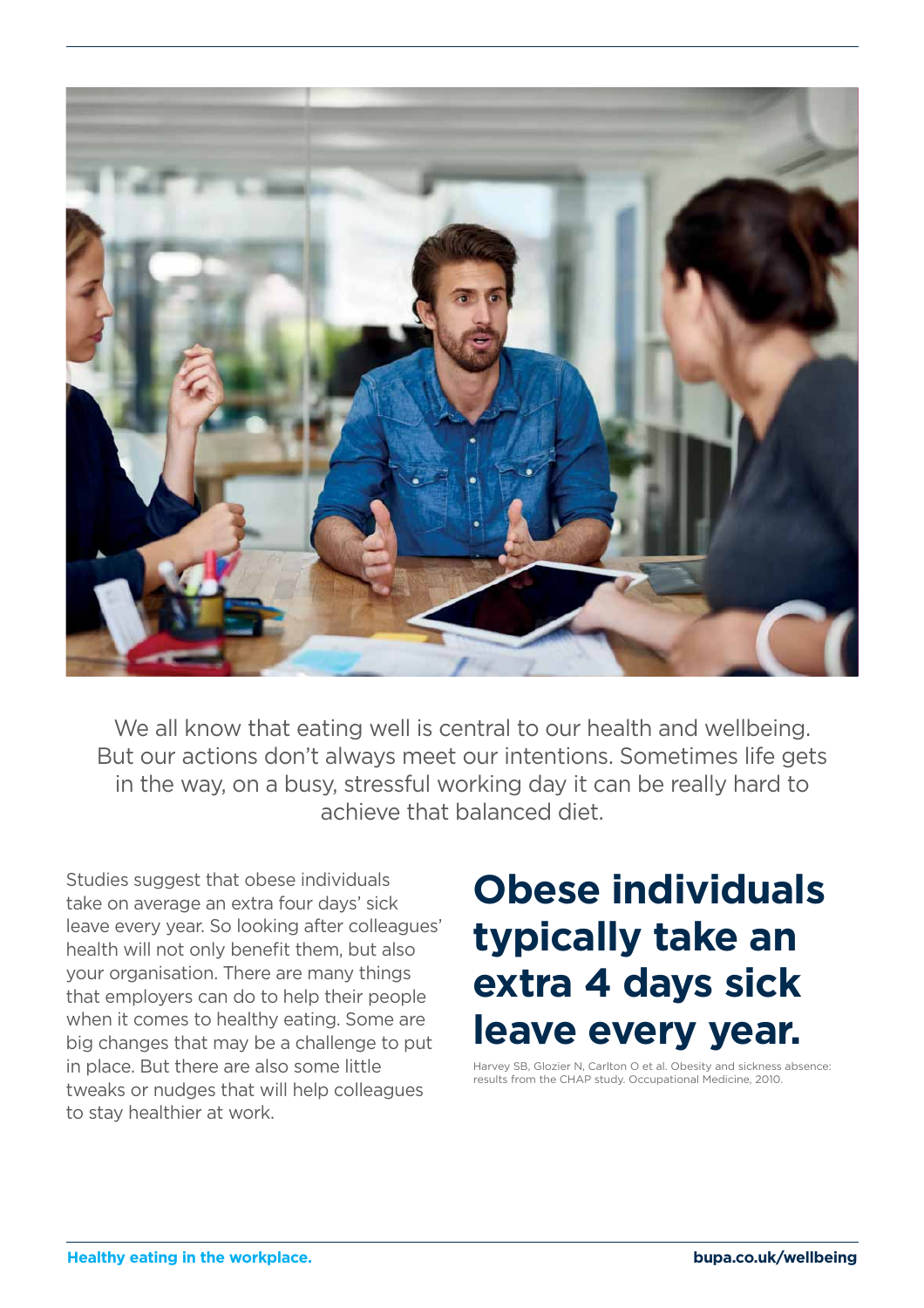We all know that eating well is central to our health and wellbeing. But our actions don't always meet our intentions. Sometimes life gets in the way, on a busy, stressful working day it can be really hard to achieve that balanced diet.

Studies suggest that obese individuals take on average an extra four days' sick leave every year. So looking after colleagues' health will not only benefit them, but also your organisation. There are many things that employers can do to help their people when it comes to healthy eating. Some are big changes that may be a challenge to put in place. But there are also some little tweaks or nudges that will help colleagues to stay healthier at work.

## Obese individuals typically take an extra 4 days sick leave every year.

Harvey SB, Glozier N, Carlton O et al. Obesity and sickness absence: results from the CHAP study. Occupational Medicine, 2010.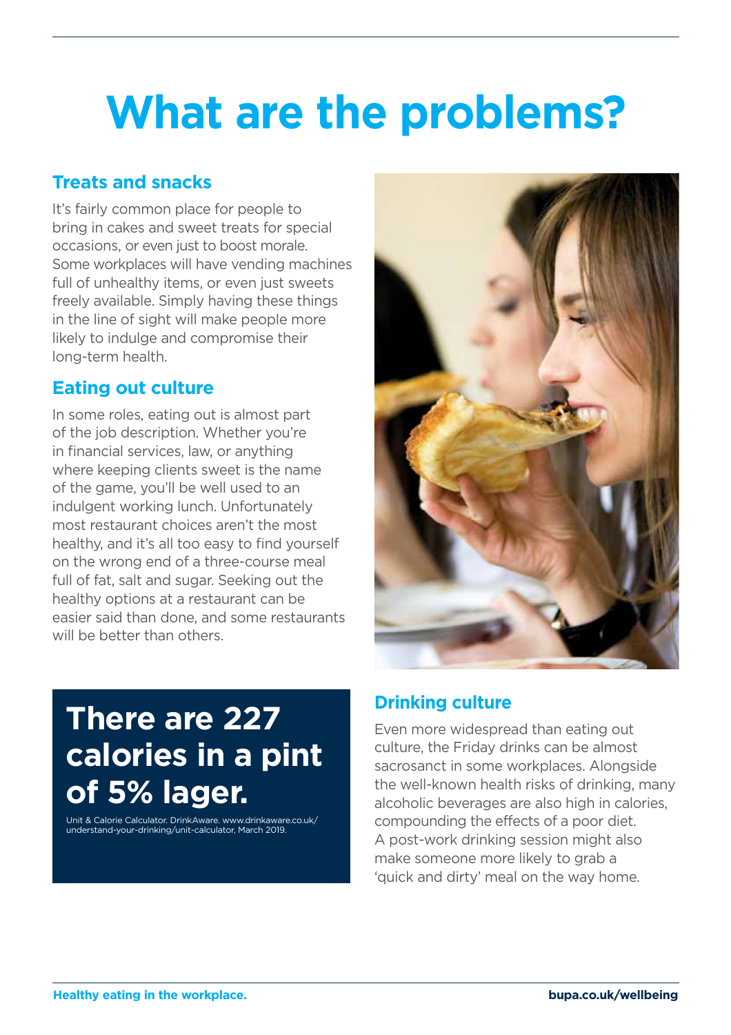# What are the problems?

## Treats and snacks

It's fairly common place for people to bring in cakes and sweet treats for special occasions, or even just to boost morale. Some workplaces will have vending machines full of unhealthy items, or even just sweets freely available. Simply having these things in the line of sight will make people more likely to indulge and compromise their long-term health.

## Eating out culture

In some roles, eating out is almost part of the job description. Whether you're in financial services, law, or anything where keeping clients sweet is the name of the game, you'll be well used to an indulgent working lunch. Unfortunately most restaurant choices aren't the most healthy, and it's all too easy to find yourself on the wrong end of a three-course meal full of fat, salt and sugar. Seeking out the healthy options at a restaurant can be easier said than done, and some restaurants will be better than others.

**There are 227 calories in a pint of 5% lager.**

Unit & Calorie Calculator. DrinkAware. www.drinkaware.co.uk/understand-your-drinking/unit-calculator, March 2019.

## Drinking culture

Even more widespread than eating out culture, the Friday drinks can be almost sacrosanct in some workplaces. Alongside the well-known health risks of drinking, many alcoholic beverages are also high in calories, compounding the effects of a poor diet. A post-work drinking session might also make someone more likely to grab a 'quick and dirty' meal on the way home.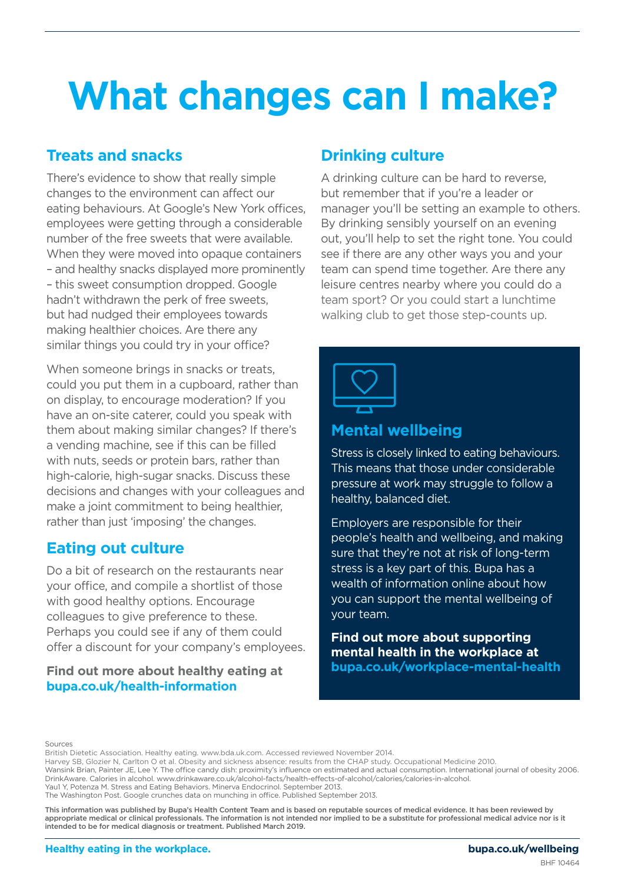# What changes can I make?

## Treats and snacks

There's evidence to show that really simple changes to the environment can affect our eating behaviours. At Google's New York offices, employees were getting through a considerable number of the free sweets that were available. When they were moved into opaque containers – and healthy snacks displayed more prominently – this sweet consumption dropped. Google hadn't withdrawn the perk of free sweets, but had nudged their employees towards making healthier choices. Are there any similar things you could try in your office?

When someone brings in snacks or treats, could you put them in a cupboard, rather than on display, to encourage moderation? If you have an on-site caterer, could you speak with them about making similar changes? If there's a vending machine, see if this can be filled with nuts, seeds or protein bars, rather than high-calorie, high-sugar snacks. Discuss these decisions and changes with your colleagues and make a joint commitment to being healthier, rather than just 'imposing' the changes.

## Eating out culture

Do a bit of research on the restaurants near your office, and compile a shortlist of those with good healthy options. Encourage colleagues to give preference to these. Perhaps you could see if any of them could offer a discount for your company's employees.

**Find out more about healthy eating at bupa.co.uk/health-information**

## Drinking culture

A drinking culture can be hard to reverse, but remember that if you're a leader or manager you'll be setting an example to others. By drinking sensibly yourself on an evening out, you'll help to set the right tone. You could see if there are any other ways you and your team can spend time together. Are there any leisure centres nearby where you could do a team sport? Or you could start a lunchtime walking club to get those step-counts up.

## Mental wellbeing

Stress is closely linked to eating behaviours. This means that those under considerable pressure at work may struggle to follow a healthy, balanced diet.

Employers are responsible for their people's health and wellbeing, and making sure that they're not at risk of long-term stress is a key part of this. Bupa has a wealth of information online about how you can support the mental wellbeing of your team.

**Find out more about supporting mental health in the workplace at bupa.co.uk/workplace-mental-health**

Sources
British Dietetic Association. Healthy eating. www.bda.uk.com. Accessed reviewed November 2014.
Harvey SB, Glozier N, Carlton O et al. Obesity and sickness absence: results from the CHAP study. Occupational Medicine 2010.
Wansink Brian, Painter JE, Lee Y. The office candy dish: proximity's influence on estimated and actual consumption. International journal of obesity 2006.
DrinkAware. Calories in alcohol. www.drinkaware.co.uk/alcohol-facts/health-effects-of-alcohol/calories/calories-in-alcohol.
Yau1 Y, Potenza M. Stress and Eating Behaviors. Minerva Endocrinol. September 2013.
The Washington Post. Google crunches data on munching in office. Published September 2013.

**This information was published by Bupa's Health Content Team and is based on reputable sources of medical evidence. It has been reviewed by appropriate medical or clinical professionals. The information is not intended nor implied to be a substitute for professional medical advice nor is it intended to be for medical diagnosis or treatment. Published March 2019.**

**Healthy eating in the workplace.** **bupa.co.uk/wellbeing**

BHF 10464